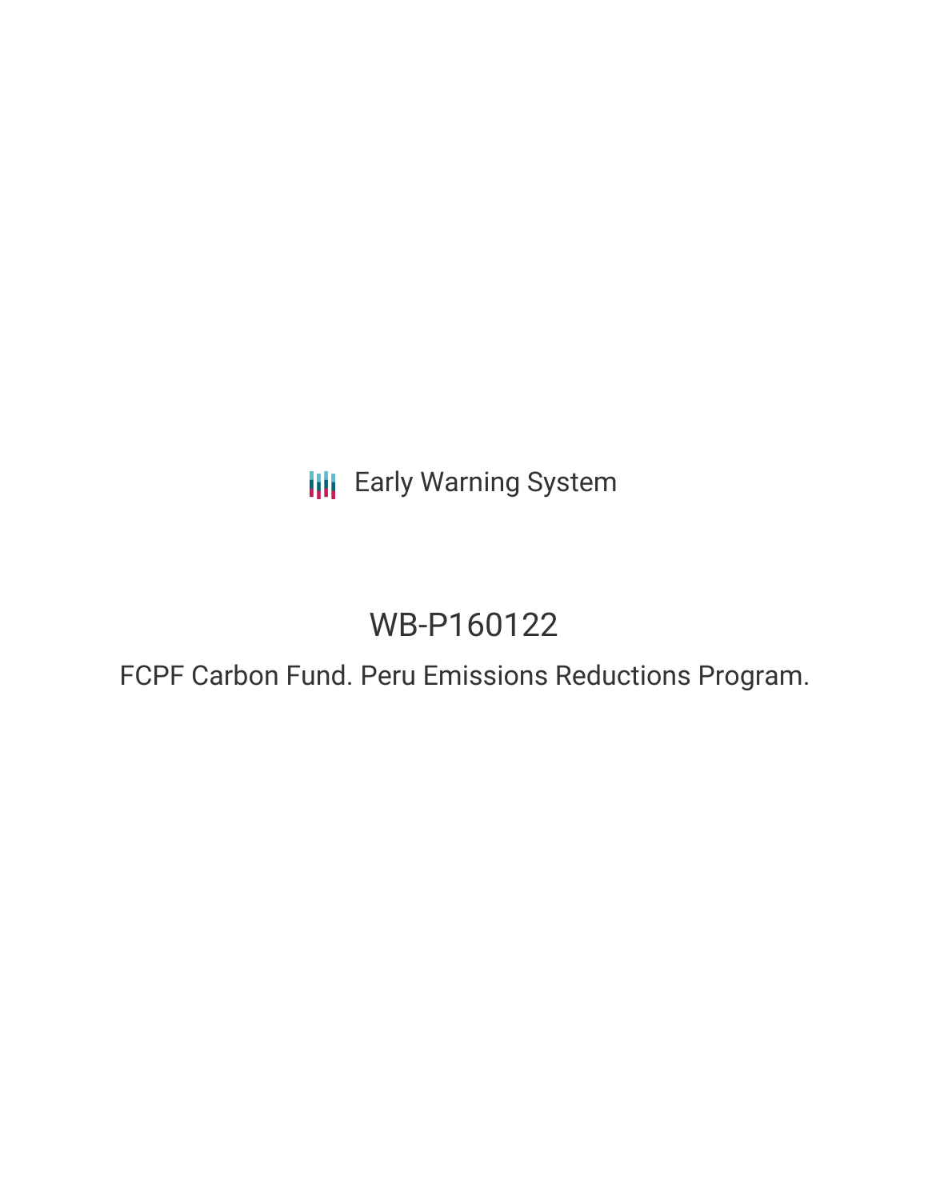Early Warning System

# WB-P160122

## FCPF Carbon Fund. Peru Emissions Reductions Program.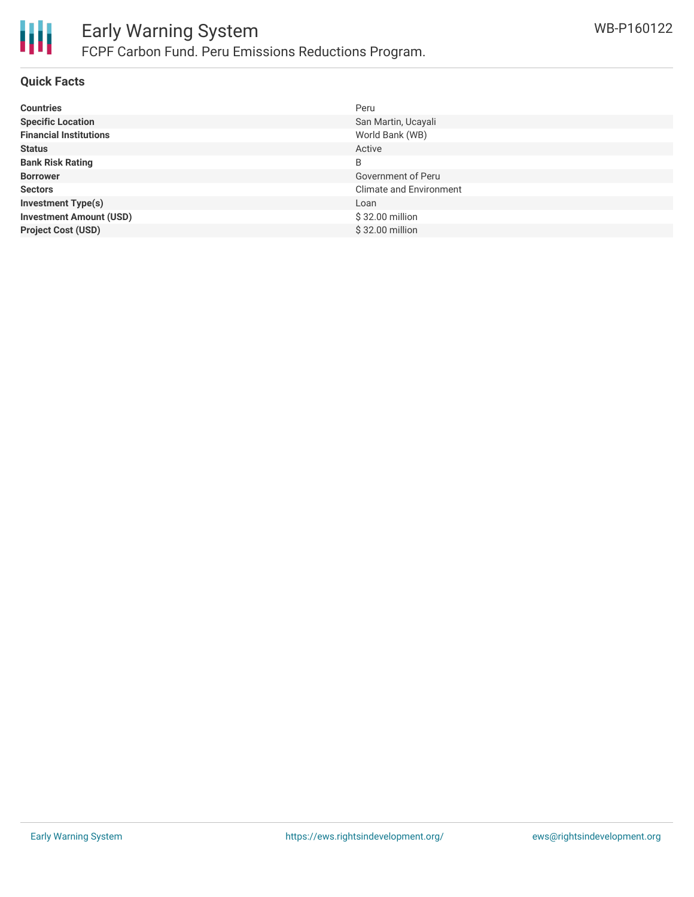# Early Warning System

## FCPF Carbon Fund. Peru Emissions Reductions Program.

WB-P160122

### Quick Facts

| | |
|---|---|
| **Countries** | Peru |
| **Specific Location** | San Martin, Ucayali |
| **Financial Institutions** | World Bank (WB) |
| **Status** | Active |
| **Bank Risk Rating** | B |
| **Borrower** | Government of Peru |
| **Sectors** | Climate and Environment |
| **Investment Type(s)** | Loan |
| **Investment Amount (USD)** | $ 32.00 million |
| **Project Cost (USD)** | $ 32.00 million |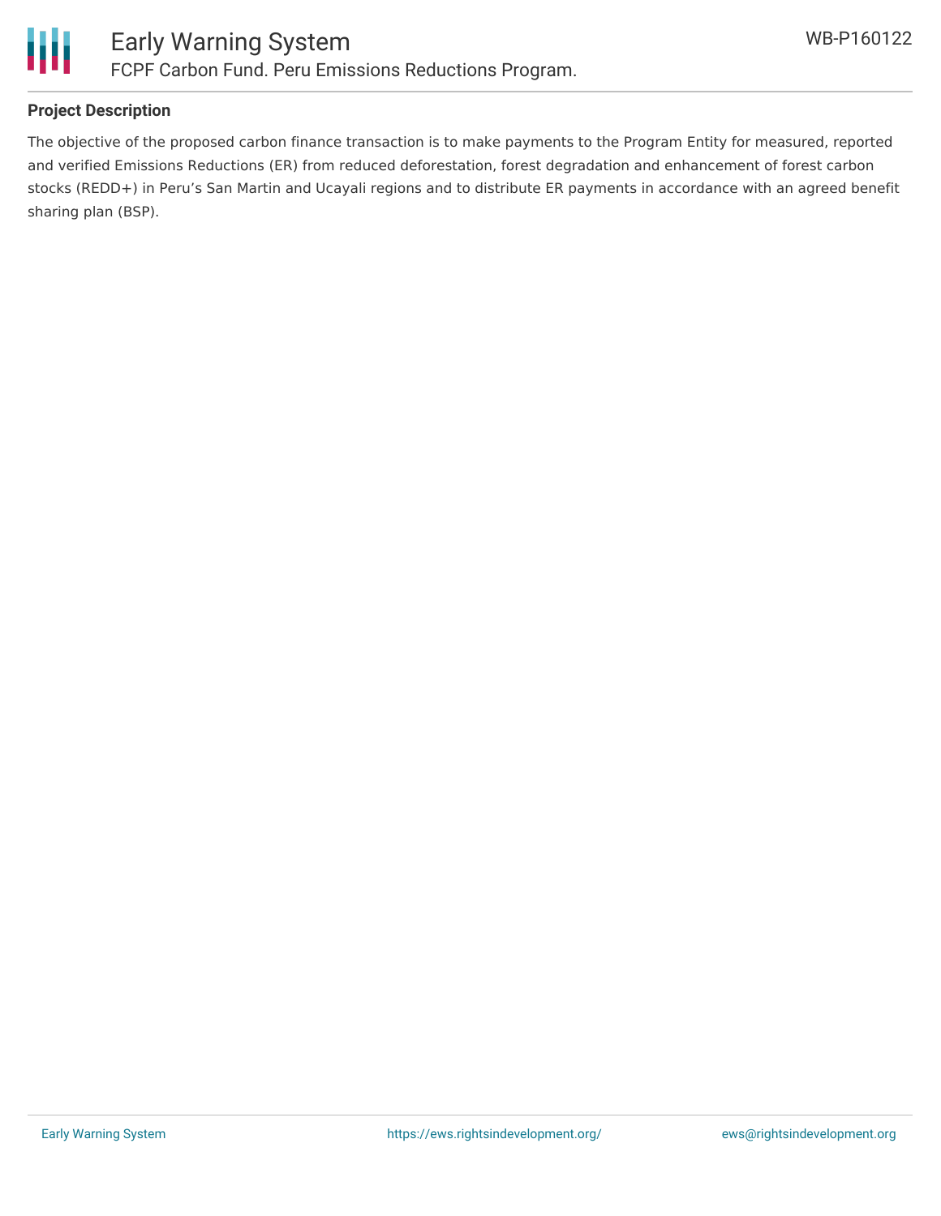**Project Description**

The objective of the proposed carbon finance transaction is to make payments to the Program Entity for measured, reported and verified Emissions Reductions (ER) from reduced deforestation, forest degradation and enhancement of forest carbon stocks (REDD+) in Peru's San Martin and Ucayali regions and to distribute ER payments in accordance with an agreed benefit sharing plan (BSP).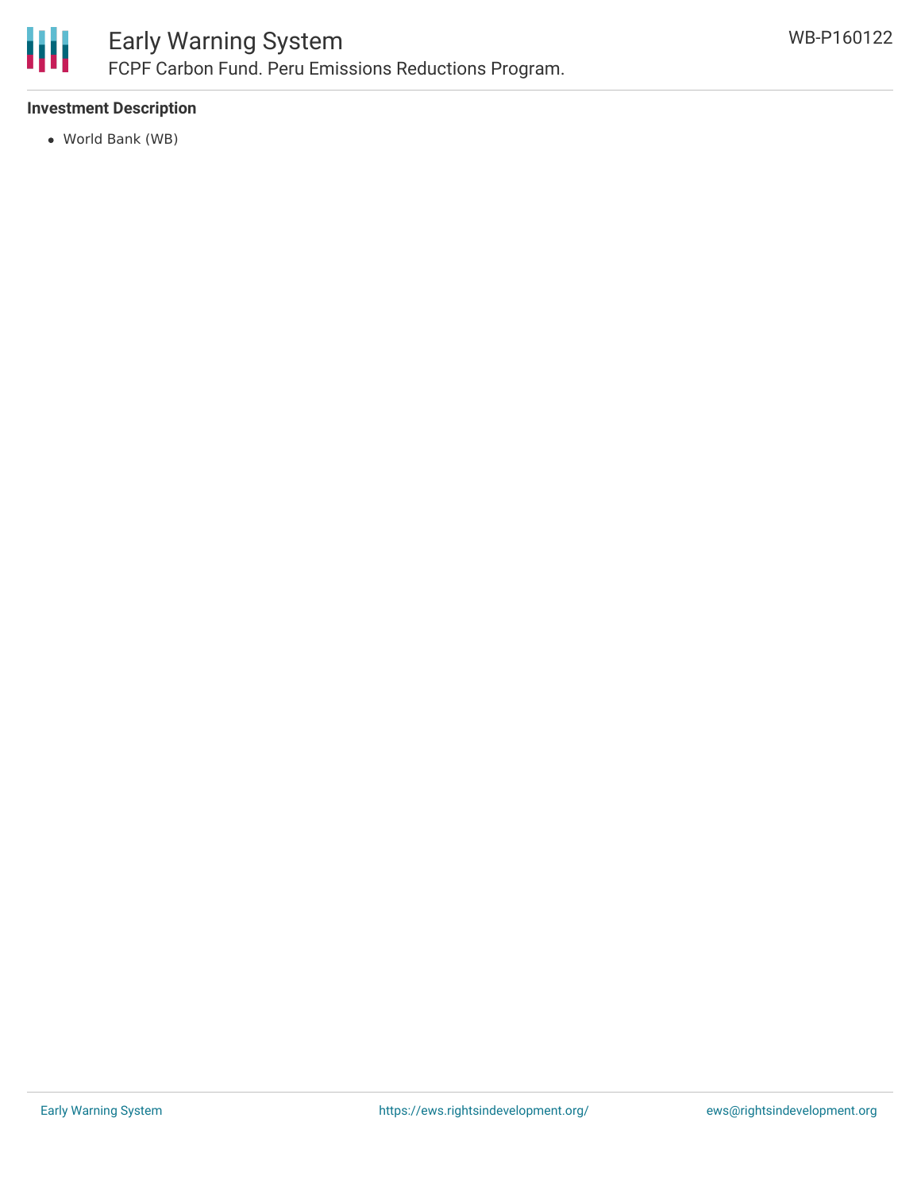### Investment Description

- World Bank (WB)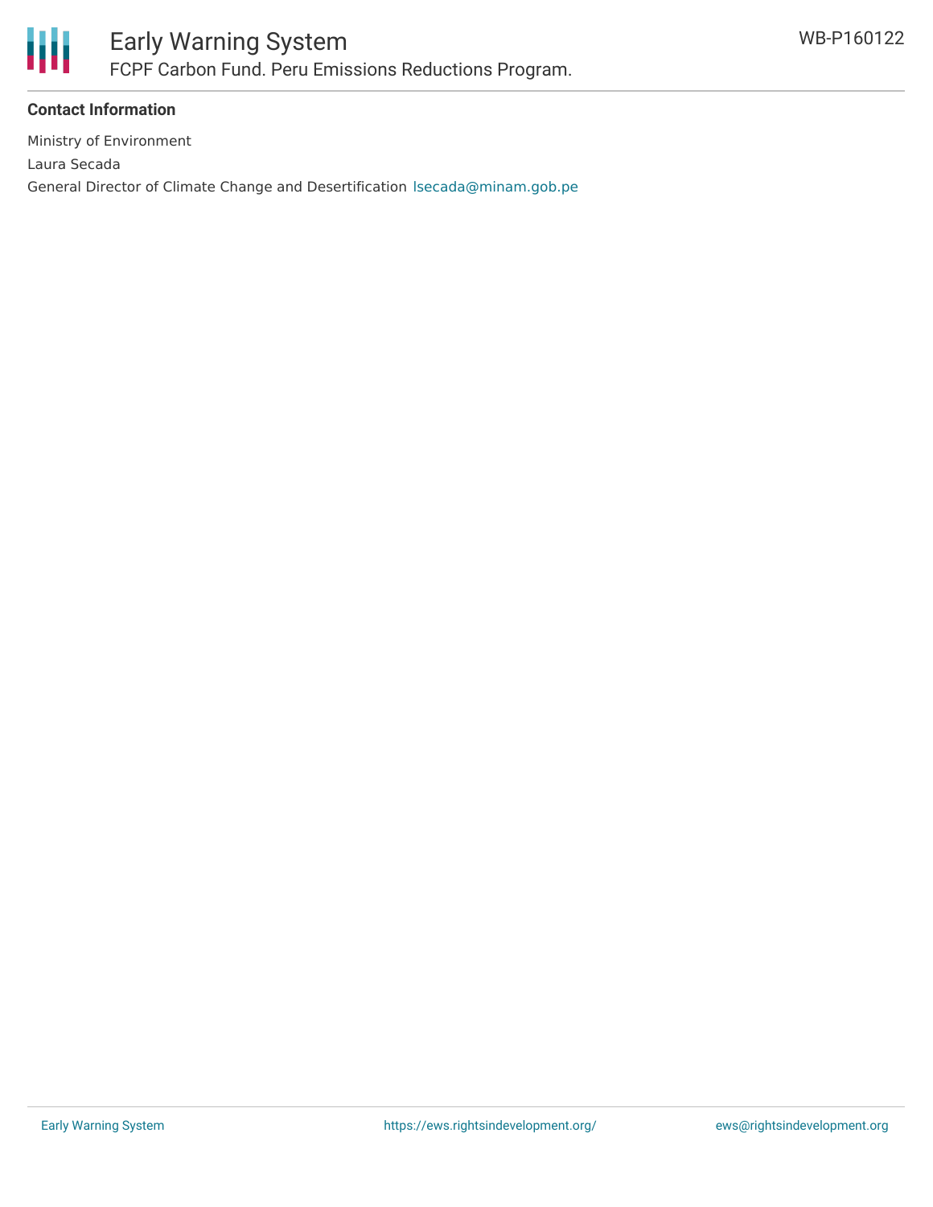**Contact Information**

Ministry of Environment

Laura Secada

General Director of Climate Change and Desertification lsecada@minam.gob.pe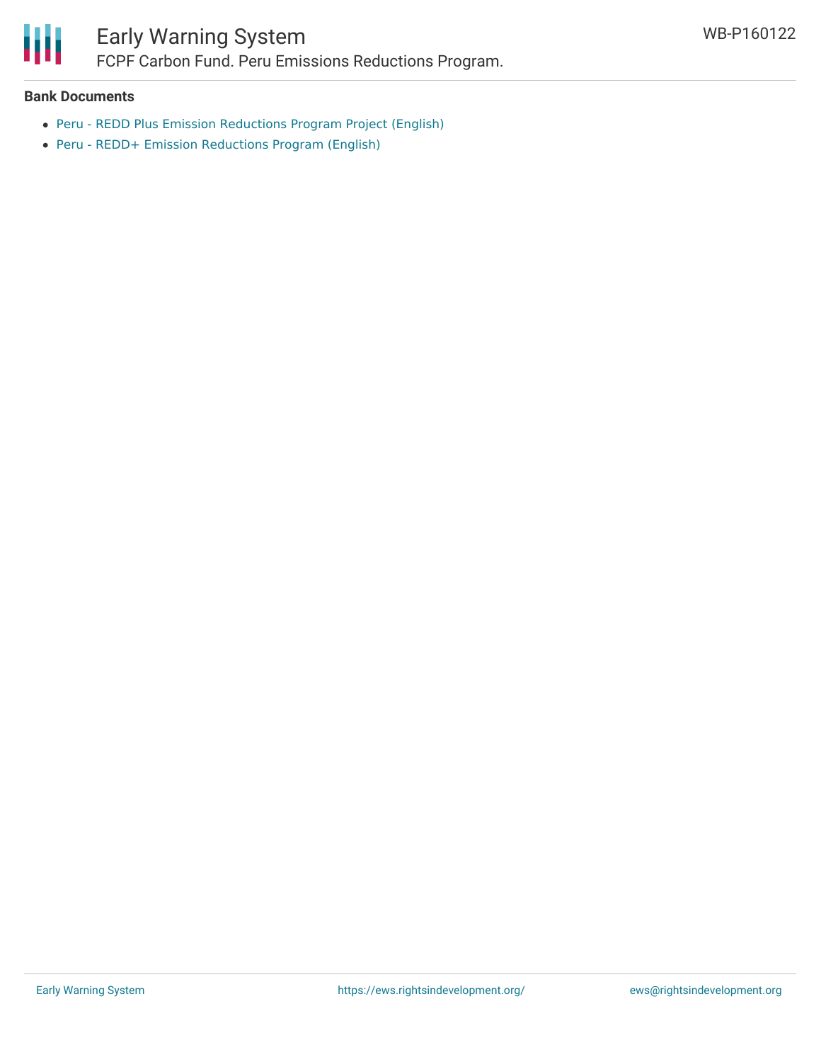**Bank Documents**

- Peru - REDD Plus Emission Reductions Program Project (English)
- Peru - REDD+ Emission Reductions Program (English)